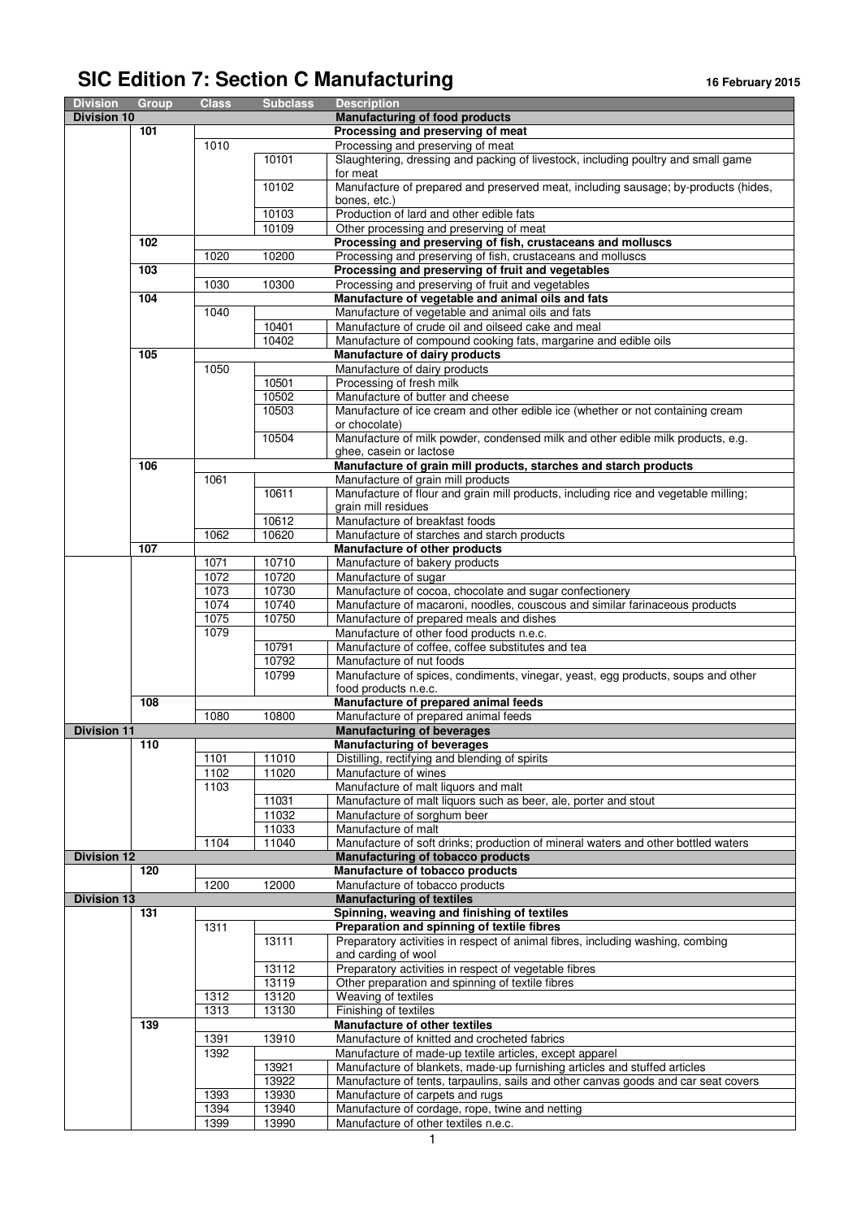# SIC Edition 7: Section C Manufacturing

16 February 2015

| Division | Group | Class | Subclass | Description |
|---|---|---|---|---|
| **Division 10** | | | | **Manufacturing of food products** |
| | **101** | | | **Processing and preserving of meat** |
| | | 1010 | | Processing and preserving of meat |
| | | | 10101 | Slaughtering, dressing and packing of livestock, including poultry and small game for meat |
| | | | 10102 | Manufacture of prepared and preserved meat, including sausage; by-products (hides, bones, etc.) |
| | | | 10103 | Production of lard and other edible fats |
| | | | 10109 | Other processing and preserving of meat |
| | **102** | | | **Processing and preserving of fish, crustaceans and molluscs** |
| | | 1020 | 10200 | Processing and preserving of fish, crustaceans and molluscs |
| | **103** | | | **Processing and preserving of fruit and vegetables** |
| | | 1030 | 10300 | Processing and preserving of fruit and vegetables |
| | **104** | | | **Manufacture of vegetable and animal oils and fats** |
| | | 1040 | | Manufacture of vegetable and animal oils and fats |
| | | | 10401 | Manufacture of crude oil and oilseed cake and meal |
| | | | 10402 | Manufacture of compound cooking fats, margarine and edible oils |
| | **105** | | | **Manufacture of dairy products** |
| | | 1050 | | Manufacture of dairy products |
| | | | 10501 | Processing of fresh milk |
| | | | 10502 | Manufacture of butter and cheese |
| | | | 10503 | Manufacture of ice cream and other edible ice (whether or not containing cream or chocolate) |
| | | | 10504 | Manufacture of milk powder, condensed milk and other edible milk products, e.g. ghee, casein or lactose |
| | **106** | | | **Manufacture of grain mill products, starches and starch products** |
| | | 1061 | | Manufacture of grain mill products |
| | | | 10611 | Manufacture of flour and grain mill products, including rice and vegetable milling; grain mill residues |
| | | | 10612 | Manufacture of breakfast foods |
| | | 1062 | 10620 | Manufacture of starches and starch products |
| | **107** | | | **Manufacture of other products** |
| | | 1071 | 10710 | Manufacture of bakery products |
| | | 1072 | 10720 | Manufacture of sugar |
| | | 1073 | 10730 | Manufacture of cocoa, chocolate and sugar confectionery |
| | | 1074 | 10740 | Manufacture of macaroni, noodles, couscous and similar farinaceous products |
| | | 1075 | 10750 | Manufacture of prepared meals and dishes |
| | | 1079 | | Manufacture of other food products n.e.c. |
| | | | 10791 | Manufacture of coffee, coffee substitutes and tea |
| | | | 10792 | Manufacture of nut foods |
| | | | 10799 | Manufacture of spices, condiments, vinegar, yeast, egg products, soups and other food products n.e.c. |
| | **108** | | | **Manufacture of prepared animal feeds** |
| | | 1080 | 10800 | Manufacture of prepared animal feeds |
| **Division 11** | | | | **Manufacturing of beverages** |
| | **110** | | | **Manufacturing of beverages** |
| | | 1101 | 11010 | Distilling, rectifying and blending of spirits |
| | | 1102 | 11020 | Manufacture of wines |
| | | 1103 | | Manufacture of malt liquors and malt |
| | | | 11031 | Manufacture of malt liquors such as beer, ale, porter and stout |
| | | | 11032 | Manufacture of sorghum beer |
| | | | 11033 | Manufacture of malt |
| | | 1104 | 11040 | Manufacture of soft drinks; production of mineral waters and other bottled waters |
| **Division 12** | | | | **Manufacturing of tobacco products** |
| | **120** | | | **Manufacture of tobacco products** |
| | | 1200 | 12000 | Manufacture of tobacco products |
| **Division 13** | | | | **Manufacturing of textiles** |
| | **131** | | | **Spinning, weaving and finishing of textiles** |
| | | 1311 | | **Preparation and spinning of textile fibres** |
| | | | 13111 | Preparatory activities in respect of animal fibres, including washing, combing and carding of wool |
| | | | 13112 | Preparatory activities in respect of vegetable fibres |
| | | | 13119 | Other preparation and spinning of textile fibres |
| | | 1312 | 13120 | Weaving of textiles |
| | | 1313 | 13130 | Finishing of textiles |
| | **139** | | | **Manufacture of other textiles** |
| | | 1391 | 13910 | Manufacture of knitted and crocheted fabrics |
| | | 1392 | | Manufacture of made-up textile articles, except apparel |
| | | | 13921 | Manufacture of blankets, made-up furnishing articles and stuffed articles |
| | | | 13922 | Manufacture of tents, tarpaulins, sails and other canvas goods and car seat covers |
| | | 1393 | 13930 | Manufacture of carpets and rugs |
| | | 1394 | 13940 | Manufacture of cordage, rope, twine and netting |
| | | 1399 | 13990 | Manufacture of other textiles n.e.c. |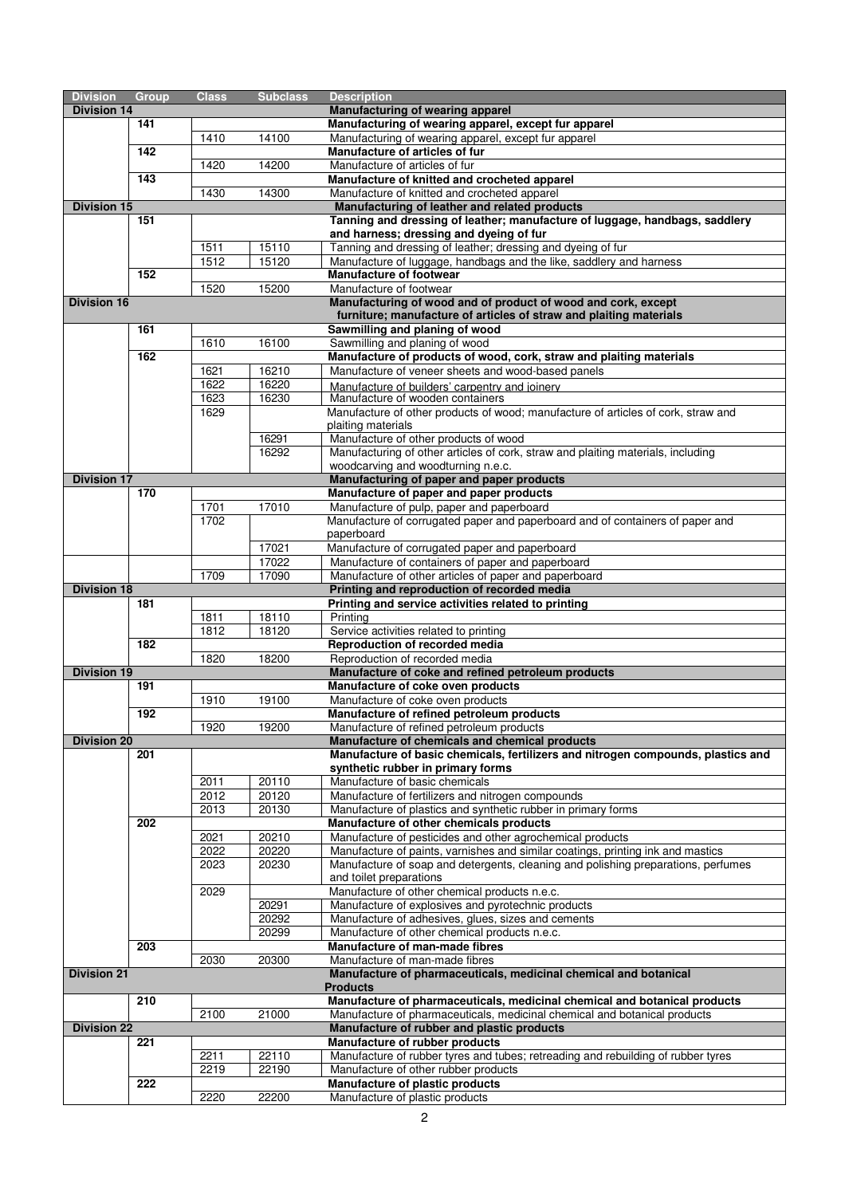| Division | Group | Class | Subclass | Description |
|---|---|---|---|---|
| **Division 14** | | | | **Manufacturing of wearing apparel** |
| | **141** | | | **Manufacturing of wearing apparel, except fur apparel** |
| | | 1410 | 14100 | Manufacturing of wearing apparel, except fur apparel |
| | **142** | | | **Manufacture of articles of fur** |
| | | 1420 | 14200 | Manufacture of articles of fur |
| | **143** | | | **Manufacture of knitted and crocheted apparel** |
| | | 1430 | 14300 | Manufacture of knitted and crocheted apparel |
| **Division 15** | | | | **Manufacturing of leather and related products** |
| | **151** | | | **Tanning and dressing of leather; manufacture of luggage, handbags, saddlery and harness; dressing and dyeing of fur** |
| | | 1511 | 15110 | Tanning and dressing of leather; dressing and dyeing of fur |
| | | 1512 | 15120 | Manufacture of luggage, handbags and the like, saddlery and harness |
| | **152** | | | **Manufacture of footwear** |
| | | 1520 | 15200 | Manufacture of footwear |
| **Division 16** | | | | **Manufacturing of wood and of product of wood and cork, except furniture; manufacture of articles of straw and plaiting materials** |
| | **161** | | | **Sawmilling and planing of wood** |
| | | 1610 | 16100 | Sawmilling and planing of wood |
| | **162** | | | **Manufacture of products of wood, cork, straw and plaiting materials** |
| | | 1621 | 16210 | Manufacture of veneer sheets and wood-based panels |
| | | 1622 | 16220 | Manufacture of builders' carpentry and joinery |
| | | 1623 | 16230 | Manufacture of wooden containers |
| | | 1629 | | Manufacture of other products of wood; manufacture of articles of cork, straw and plaiting materials |
| | | | 16291 | Manufacture of other products of wood |
| | | | 16292 | Manufacturing of other articles of cork, straw and plaiting materials, including woodcarving and woodturning n.e.c. |
| **Division 17** | | | | **Manufacturing of paper and paper products** |
| | **170** | | | **Manufacture of paper and paper products** |
| | | 1701 | 17010 | Manufacture of pulp, paper and paperboard |
| | | 1702 | | Manufacture of corrugated paper and paperboard and of containers of paper and paperboard |
| | | | 17021 | Manufacture of corrugated paper and paperboard |
| | | | 17022 | Manufacture of containers of paper and paperboard |
| | | 1709 | 17090 | Manufacture of other articles of paper and paperboard |
| **Division 18** | | | | **Printing and reproduction of recorded media** |
| | **181** | | | **Printing and service activities related to printing** |
| | | 1811 | 18110 | Printing |
| | | 1812 | 18120 | Service activities related to printing |
| | **182** | | | **Reproduction of recorded media** |
| | | 1820 | 18200 | Reproduction of recorded media |
| **Division 19** | | | | **Manufacture of coke and refined petroleum products** |
| | **191** | | | **Manufacture of coke oven products** |
| | | 1910 | 19100 | Manufacture of coke oven products |
| | **192** | | | **Manufacture of refined petroleum products** |
| | | 1920 | 19200 | Manufacture of refined petroleum products |
| **Division 20** | | | | **Manufacture of chemicals and chemical products** |
| | **201** | | | **Manufacture of basic chemicals, fertilizers and nitrogen compounds, plastics and synthetic rubber in primary forms** |
| | | 2011 | 20110 | Manufacture of basic chemicals |
| | | 2012 | 20120 | Manufacture of fertilizers and nitrogen compounds |
| | | 2013 | 20130 | Manufacture of plastics and synthetic rubber in primary forms |
| | **202** | | | **Manufacture of other chemicals products** |
| | | 2021 | 20210 | Manufacture of pesticides and other agrochemical products |
| | | 2022 | 20220 | Manufacture of paints, varnishes and similar coatings, printing ink and mastics |
| | | 2023 | 20230 | Manufacture of soap and detergents, cleaning and polishing preparations, perfumes and toilet preparations |
| | | 2029 | | Manufacture of other chemical products n.e.c. |
| | | | 20291 | Manufacture of explosives and pyrotechnic products |
| | | | 20292 | Manufacture of adhesives, glues, sizes and cements |
| | | | 20299 | Manufacture of other chemical products n.e.c. |
| | **203** | | | **Manufacture of man-made fibres** |
| | | 2030 | 20300 | Manufacture of man-made fibres |
| **Division 21** | | | | **Manufacture of pharmaceuticals, medicinal chemical and botanical Products** |
| | **210** | | | **Manufacture of pharmaceuticals, medicinal chemical and botanical products** |
| | | 2100 | 21000 | Manufacture of pharmaceuticals, medicinal chemical and botanical products |
| **Division 22** | | | | **Manufacture of rubber and plastic products** |
| | **221** | | | **Manufacture of rubber products** |
| | | 2211 | 22110 | Manufacture of rubber tyres and tubes; retreading and rebuilding of rubber tyres |
| | | 2219 | 22190 | Manufacture of other rubber products |
| | **222** | | | **Manufacture of plastic products** |
| | | 2220 | 22200 | Manufacture of plastic products |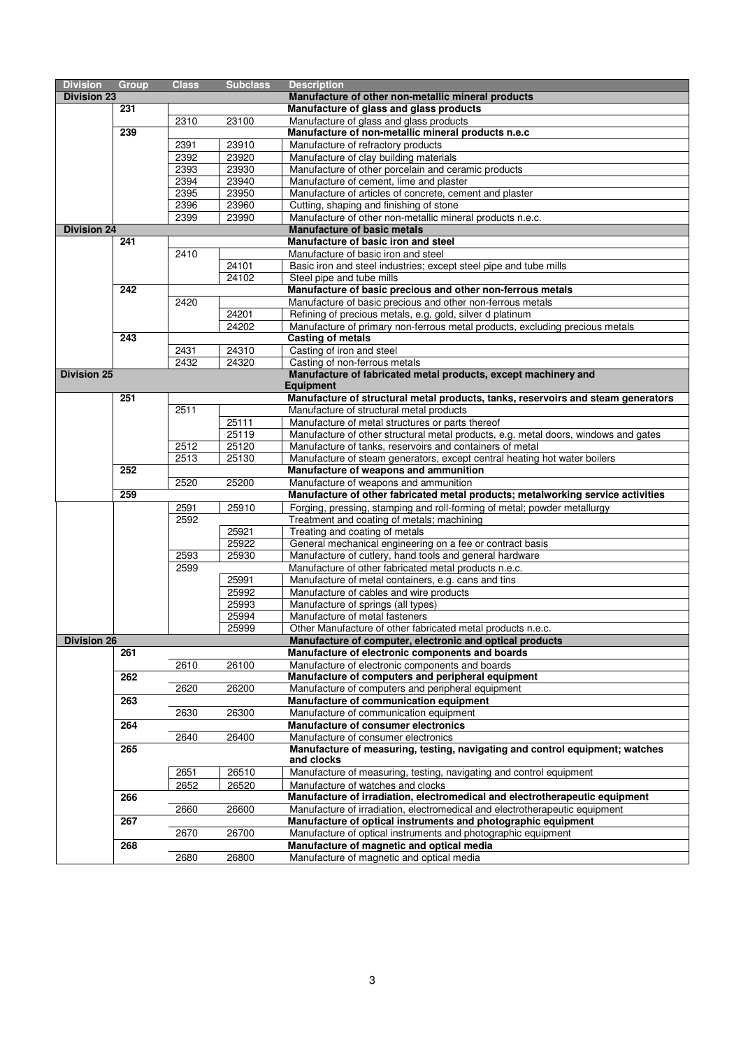| Division | Group | Class | Subclass | Description |
|---|---|---|---|---|
| **Division 23** | | | | **Manufacture of other non-metallic mineral products** |
| | **231** | | | **Manufacture of glass and glass products** |
| | | 2310 | 23100 | Manufacture of glass and glass products |
| | **239** | | | **Manufacture of non-metallic mineral products n.e.c** |
| | | 2391 | 23910 | Manufacture of refractory products |
| | | 2392 | 23920 | Manufacture of clay building materials |
| | | 2393 | 23930 | Manufacture of other porcelain and ceramic products |
| | | 2394 | 23940 | Manufacture of cement, lime and plaster |
| | | 2395 | 23950 | Manufacture of articles of concrete, cement and plaster |
| | | 2396 | 23960 | Cutting, shaping and finishing of stone |
| | | 2399 | 23990 | Manufacture of other non-metallic mineral products n.e.c. |
| **Division 24** | | | | **Manufacture of basic metals** |
| | **241** | | | **Manufacture of basic iron and steel** |
| | | 2410 | | Manufacture of basic iron and steel |
| | | | 24101 | Basic iron and steel industries; except steel pipe and tube mills |
| | | | 24102 | Steel pipe and tube mills |
| | **242** | | | **Manufacture of basic precious and other non-ferrous metals** |
| | | 2420 | | Manufacture of basic precious and other non-ferrous metals |
| | | | 24201 | Refining of precious metals, e.g. gold, silver d platinum |
| | | | 24202 | Manufacture of primary non-ferrous metal products, excluding precious metals |
| | **243** | | | **Casting of metals** |
| | | 2431 | 24310 | Casting of iron and steel |
| | | 2432 | 24320 | Casting of non-ferrous metals |
| **Division 25** | | | | **Manufacture of fabricated metal products, except machinery and Equipment** |
| | **251** | | | **Manufacture of structural metal products, tanks, reservoirs and steam generators** |
| | | 2511 | | Manufacture of structural metal products |
| | | | 25111 | Manufacture of metal structures or parts thereof |
| | | | 25119 | Manufacture of other structural metal products, e.g. metal doors, windows and gates |
| | | 2512 | 25120 | Manufacture of tanks, reservoirs and containers of metal |
| | | 2513 | 25130 | Manufacture of steam generators, except central heating hot water boilers |
| | **252** | | | **Manufacture of weapons and ammunition** |
| | | 2520 | 25200 | Manufacture of weapons and ammunition |
| | **259** | | | **Manufacture of other fabricated metal products; metalworking service activities** |
| | | 2591 | 25910 | Forging, pressing, stamping and roll-forming of metal; powder metallurgy |
| | | 2592 | | Treatment and coating of metals; machining |
| | | | 25921 | Treating and coating of metals |
| | | | 25922 | General mechanical engineering on a fee or contract basis |
| | | 2593 | 25930 | Manufacture of cutlery, hand tools and general hardware |
| | | 2599 | | Manufacture of other fabricated metal products n.e.c. |
| | | | 25991 | Manufacture of metal containers, e.g. cans and tins |
| | | | 25992 | Manufacture of cables and wire products |
| | | | 25993 | Manufacture of springs (all types) |
| | | | 25994 | Manufacture of metal fasteners |
| | | | 25999 | Other Manufacture of other fabricated metal products n.e.c. |
| **Division 26** | | | | **Manufacture of computer, electronic and optical products** |
| | **261** | | | **Manufacture of electronic components and boards** |
| | | 2610 | 26100 | Manufacture of electronic components and boards |
| | **262** | | | **Manufacture of computers and peripheral equipment** |
| | | 2620 | 26200 | Manufacture of computers and peripheral equipment |
| | **263** | | | **Manufacture of communication equipment** |
| | | 2630 | 26300 | Manufacture of communication equipment |
| | **264** | | | **Manufacture of consumer electronics** |
| | | 2640 | 26400 | Manufacture of consumer electronics |
| | **265** | | | **Manufacture of measuring, testing, navigating and control equipment; watches and clocks** |
| | | 2651 | 26510 | Manufacture of measuring, testing, navigating and control equipment |
| | | 2652 | 26520 | Manufacture of watches and clocks |
| | **266** | | | **Manufacture of irradiation, electromedical and electrotherapeutic equipment** |
| | | 2660 | 26600 | Manufacture of irradiation, electromedical and electrotherapeutic equipment |
| | **267** | | | **Manufacture of optical instruments and photographic equipment** |
| | | 2670 | 26700 | Manufacture of optical instruments and photographic equipment |
| | **268** | | | **Manufacture of magnetic and optical media** |
| | | 2680 | 26800 | Manufacture of magnetic and optical media |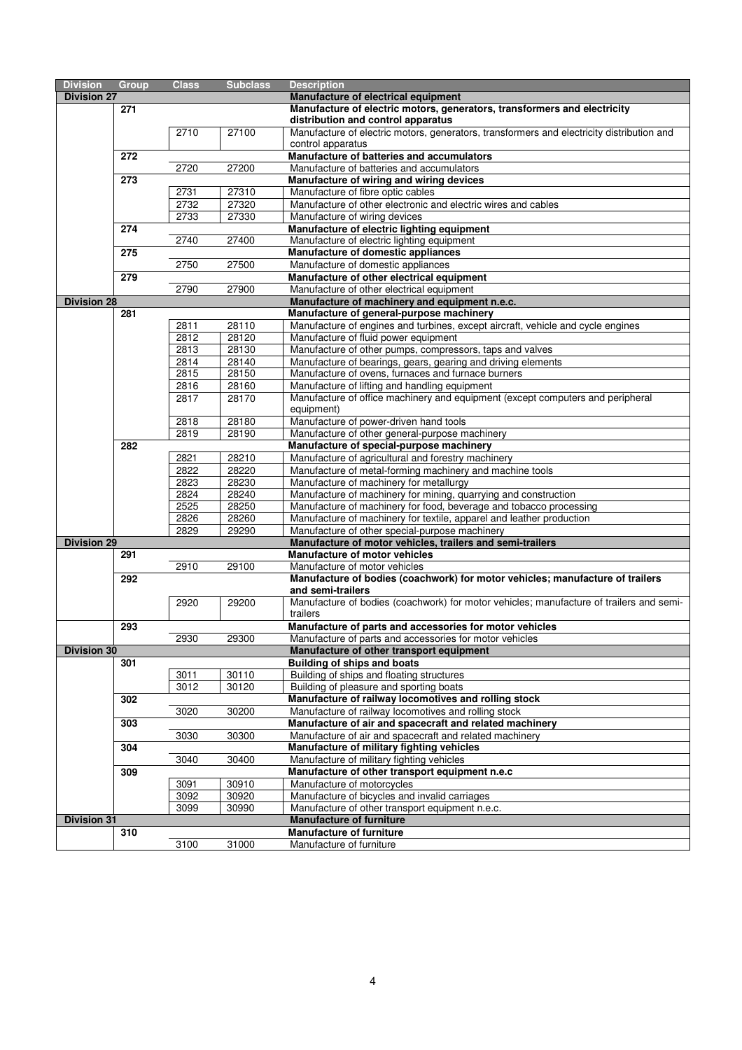| Division | Group | Class | Subclass | Description |
|---|---|---|---|---|
| **Division 27** | | | | **Manufacture of electrical equipment** |
| | **271** | | | **Manufacture of electric motors, generators, transformers and electricity distribution and control apparatus** |
| | | 2710 | 27100 | Manufacture of electric motors, generators, transformers and electricity distribution and control apparatus |
| | **272** | | | **Manufacture of batteries and accumulators** |
| | | 2720 | 27200 | Manufacture of batteries and accumulators |
| | **273** | | | **Manufacture of wiring and wiring devices** |
| | | 2731 | 27310 | Manufacture of fibre optic cables |
| | | 2732 | 27320 | Manufacture of other electronic and electric wires and cables |
| | | 2733 | 27330 | Manufacture of wiring devices |
| | **274** | | | **Manufacture of electric lighting equipment** |
| | | 2740 | 27400 | Manufacture of electric lighting equipment |
| | **275** | | | **Manufacture of domestic appliances** |
| | | 2750 | 27500 | Manufacture of domestic appliances |
| | **279** | | | **Manufacture of other electrical equipment** |
| | | 2790 | 27900 | Manufacture of other electrical equipment |
| **Division 28** | | | | **Manufacture of machinery and equipment n.e.c.** |
| | **281** | | | **Manufacture of general-purpose machinery** |
| | | 2811 | 28110 | Manufacture of engines and turbines, except aircraft, vehicle and cycle engines |
| | | 2812 | 28120 | Manufacture of fluid power equipment |
| | | 2813 | 28130 | Manufacture of other pumps, compressors, taps and valves |
| | | 2814 | 28140 | Manufacture of bearings, gears, gearing and driving elements |
| | | 2815 | 28150 | Manufacture of ovens, furnaces and furnace burners |
| | | 2816 | 28160 | Manufacture of lifting and handling equipment |
| | | 2817 | 28170 | Manufacture of office machinery and equipment (except computers and peripheral equipment) |
| | | 2818 | 28180 | Manufacture of power-driven hand tools |
| | | 2819 | 28190 | Manufacture of other general-purpose machinery |
| | **282** | | | **Manufacture of special-purpose machinery** |
| | | 2821 | 28210 | Manufacture of agricultural and forestry machinery |
| | | 2822 | 28220 | Manufacture of metal-forming machinery and machine tools |
| | | 2823 | 28230 | Manufacture of machinery for metallurgy |
| | | 2824 | 28240 | Manufacture of machinery for mining, quarrying and construction |
| | | 2525 | 28250 | Manufacture of machinery for food, beverage and tobacco processing |
| | | 2826 | 28260 | Manufacture of machinery for textile, apparel and leather production |
| | | 2829 | 29290 | Manufacture of other special-purpose machinery |
| **Division 29** | | | | **Manufacture of motor vehicles, trailers and semi-trailers** |
| | **291** | | | **Manufacture of motor vehicles** |
| | | 2910 | 29100 | Manufacture of motor vehicles |
| | **292** | | | **Manufacture of bodies (coachwork) for motor vehicles; manufacture of trailers and semi-trailers** |
| | | 2920 | 29200 | Manufacture of bodies (coachwork) for motor vehicles; manufacture of trailers and semi-trailers |
| | **293** | | | **Manufacture of parts and accessories for motor vehicles** |
| | | 2930 | 29300 | Manufacture of parts and accessories for motor vehicles |
| **Division 30** | | | | **Manufacture of other transport equipment** |
| | **301** | | | **Building of ships and boats** |
| | | 3011 | 30110 | Building of ships and floating structures |
| | | 3012 | 30120 | Building of pleasure and sporting boats |
| | **302** | | | **Manufacture of railway locomotives and rolling stock** |
| | | 3020 | 30200 | Manufacture of railway locomotives and rolling stock |
| | **303** | | | **Manufacture of air and spacecraft and related machinery** |
| | | 3030 | 30300 | Manufacture of air and spacecraft and related machinery |
| | **304** | | | **Manufacture of military fighting vehicles** |
| | | 3040 | 30400 | Manufacture of military fighting vehicles |
| | **309** | | | **Manufacture of other transport equipment n.e.c** |
| | | 3091 | 30910 | Manufacture of motorcycles |
| | | 3092 | 30920 | Manufacture of bicycles and invalid carriages |
| | | 3099 | 30990 | Manufacture of other transport equipment n.e.c. |
| **Division 31** | | | | **Manufacture of furniture** |
| | **310** | | | **Manufacture of furniture** |
| | | 3100 | 31000 | Manufacture of furniture |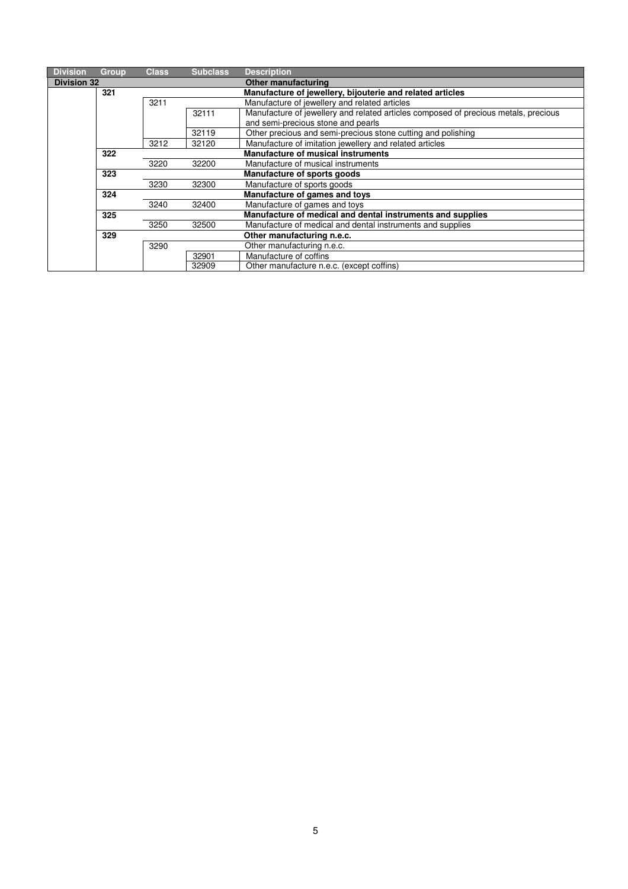| Division | Group | Class | Subclass | Description |
|---|---|---|---|---|
| **Division 32** | | | | **Other manufacturing** |
| | **321** | | | **Manufacture of jewellery, bijouterie and related articles** |
| | | 3211 | | Manufacture of jewellery and related articles |
| | | | 32111 | Manufacture of jewellery and related articles composed of precious metals, precious and semi-precious stone and pearls |
| | | | 32119 | Other precious and semi-precious stone cutting and polishing |
| | | 3212 | 32120 | Manufacture of imitation jewellery and related articles |
| | **322** | | | **Manufacture of musical instruments** |
| | | 3220 | 32200 | Manufacture of musical instruments |
| | **323** | | | **Manufacture of sports goods** |
| | | 3230 | 32300 | Manufacture of sports goods |
| | **324** | | | **Manufacture of games and toys** |
| | | 3240 | 32400 | Manufacture of games and toys |
| | **325** | | | **Manufacture of medical and dental instruments and supplies** |
| | | 3250 | 32500 | Manufacture of medical and dental instruments and supplies |
| | **329** | | | **Other manufacturing n.e.c.** |
| | | 3290 | | Other manufacturing n.e.c. |
| | | | 32901 | Manufacture of coffins |
| | | | 32909 | Other manufacture n.e.c. (except coffins) |